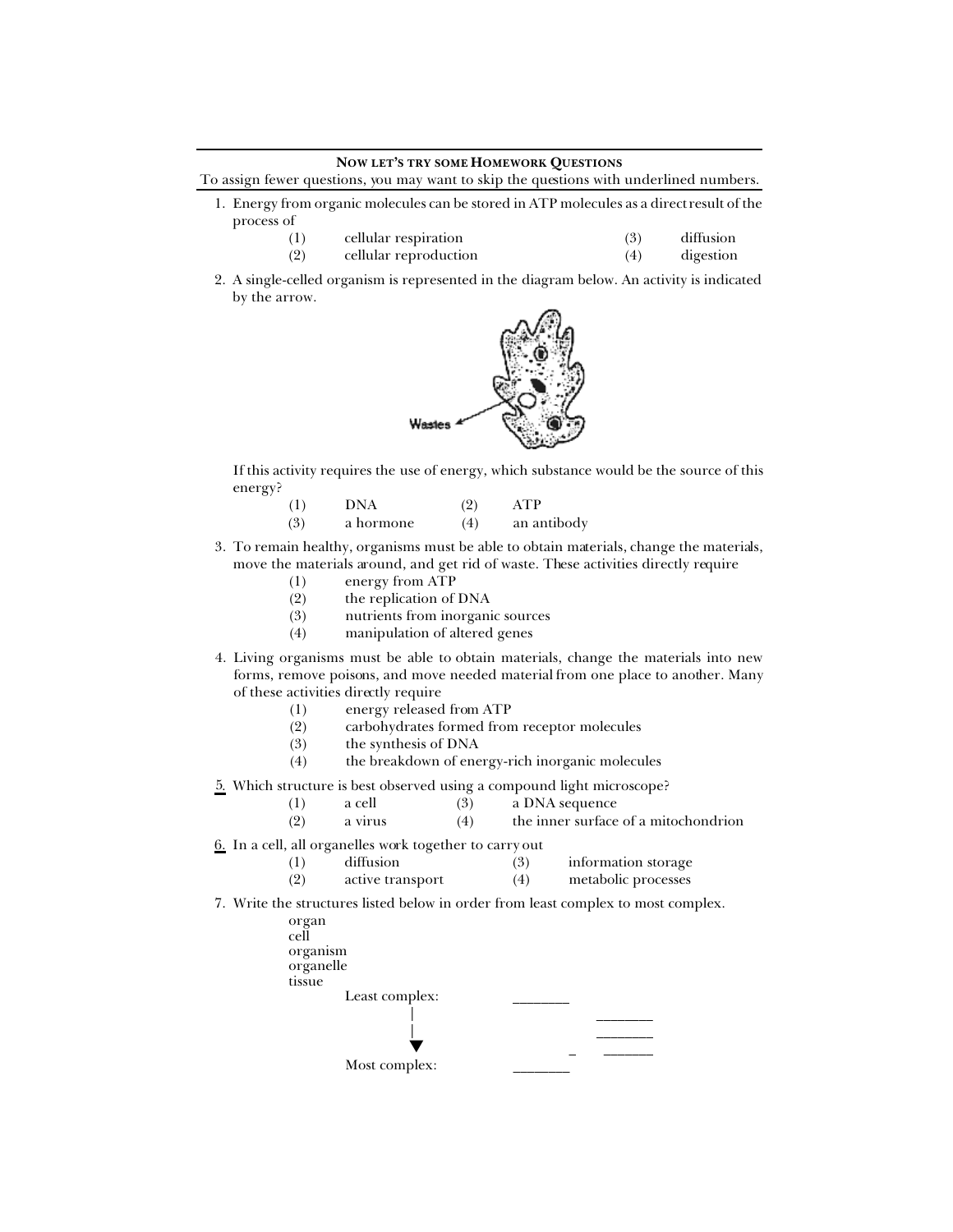**NOW LET'S TRY SOME HOMEWORK QUESTIONS**

To assign fewer questions, you may want to skip the questions with underlined numbers.

1. Energy from organic molecules can be stored in ATP molecules as a direct result of the process of

   (1) cellular respiration
   (2) cellular reproduction
   (3) diffusion
   (4) digestion

2. A single-celled organism is represented in the diagram below. An activity is indicated by the arrow.

   Wastes

   If this activity requires the use of energy, which substance would be the source of this energy?

   (1) DNA
   (2) ATP
   (3) a hormone
   (4) an antibody

3. To remain healthy, organisms must be able to obtain materials, change the materials, move the materials around, and get rid of waste. These activities directly require

   (1) energy from ATP
   (2) the replication of DNA
   (3) nutrients from inorganic sources
   (4) manipulation of altered genes

4. Living organisms must be able to obtain materials, change the materials into new forms, remove poisons, and move needed material from one place to another. Many of these activities directly require

   (1) energy released from ATP
   (2) carbohydrates formed from receptor molecules
   (3) the synthesis of DNA
   (4) the breakdown of energy-rich inorganic molecules

<u>5.</u> Which structure is best observed using a compound light microscope?

   (1) a cell
   (2) a virus
   (3) a DNA sequence
   (4) the inner surface of a mitochondrion

<u>6.</u> In a cell, all organelles work together to carry out

   (1) diffusion
   (2) active transport
   (3) information storage
   (4) metabolic processes

7. Write the structures listed below in order from least complex to most complex.

   organ
   cell
   organism
   organelle
   tissue

   Least complex: ________
   ________
   ________
   ________
   Most complex: ________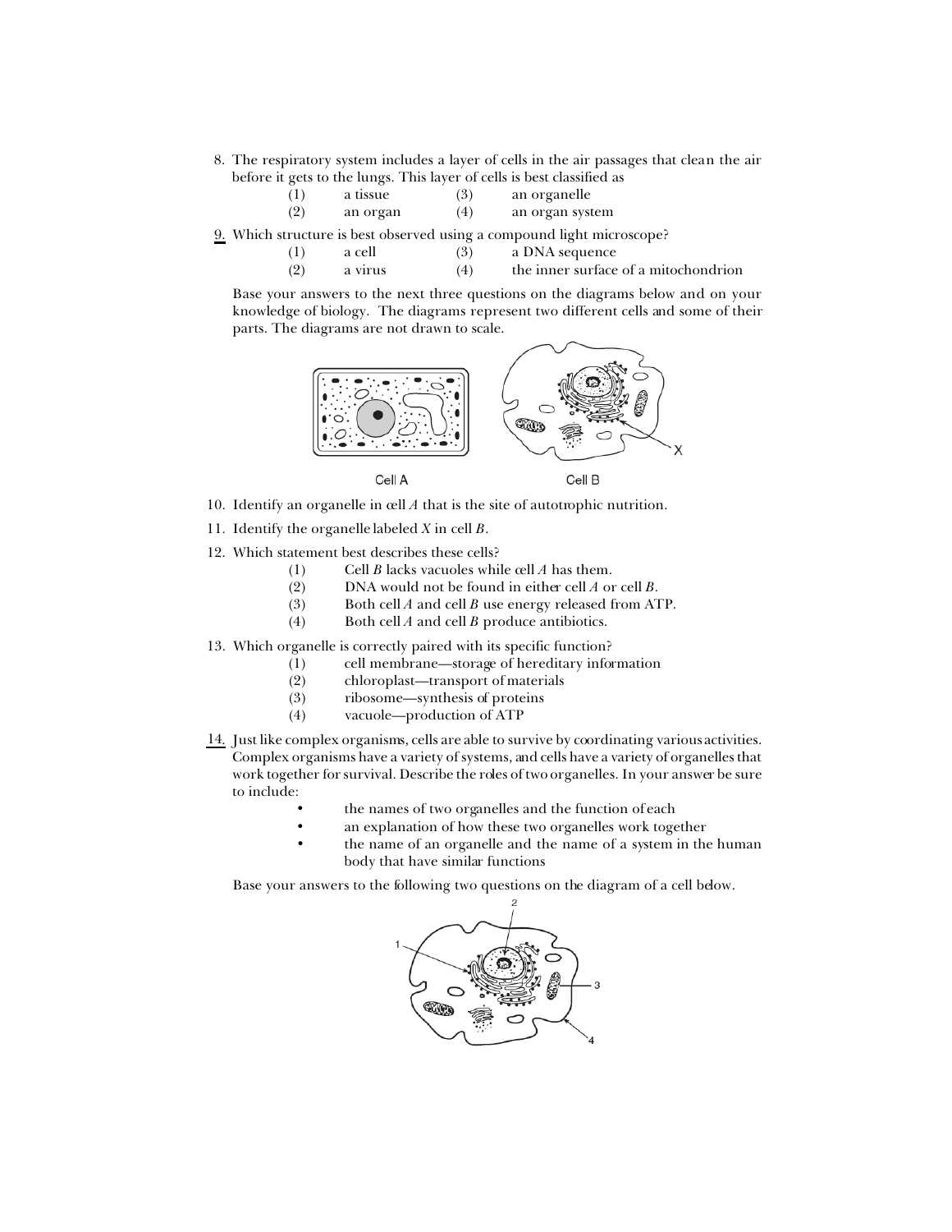8. The respiratory system includes a layer of cells in the air passages that clean the air before it gets to the lungs. This layer of cells is best classified as

   (1) a tissue (3) an organelle
   (2) an organ (4) an organ system

9. Which structure is best observed using a compound light microscope?

   (1) a cell (3) a DNA sequence
   (2) a virus (4) the inner surface of a mitochondrion

Base your answers to the next three questions on the diagrams below and on your knowledge of biology. The diagrams represent two different cells and some of their parts. The diagrams are not drawn to scale.

Cell A Cell B

10. Identify an organelle in cell *A* that is the site of autotrophic nutrition.

11. Identify the organelle labeled *X* in cell *B*.

12. Which statement best describes these cells?

    (1) Cell *B* lacks vacuoles while cell *A* has them.
    (2) DNA would not be found in either cell *A* or cell *B*.
    (3) Both cell *A* and cell *B* use energy released from ATP.
    (4) Both cell *A* and cell *B* produce antibiotics.

13. Which organelle is correctly paired with its specific function?

    (1) cell membrane—storage of hereditary information
    (2) chloroplast—transport of materials
    (3) ribosome—synthesis of proteins
    (4) vacuole—production of ATP

14. Just like complex organisms, cells are able to survive by coordinating various activities. Complex organisms have a variety of systems, and cells have a variety of organelles that work together for survival. Describe the roles of two organelles. In your answer be sure to include:

    - the names of two organelles and the function of each
    - an explanation of how these two organelles work together
    - the name of an organelle and the name of a system in the human body that have similar functions

Base your answers to the following two questions on the diagram of a cell below.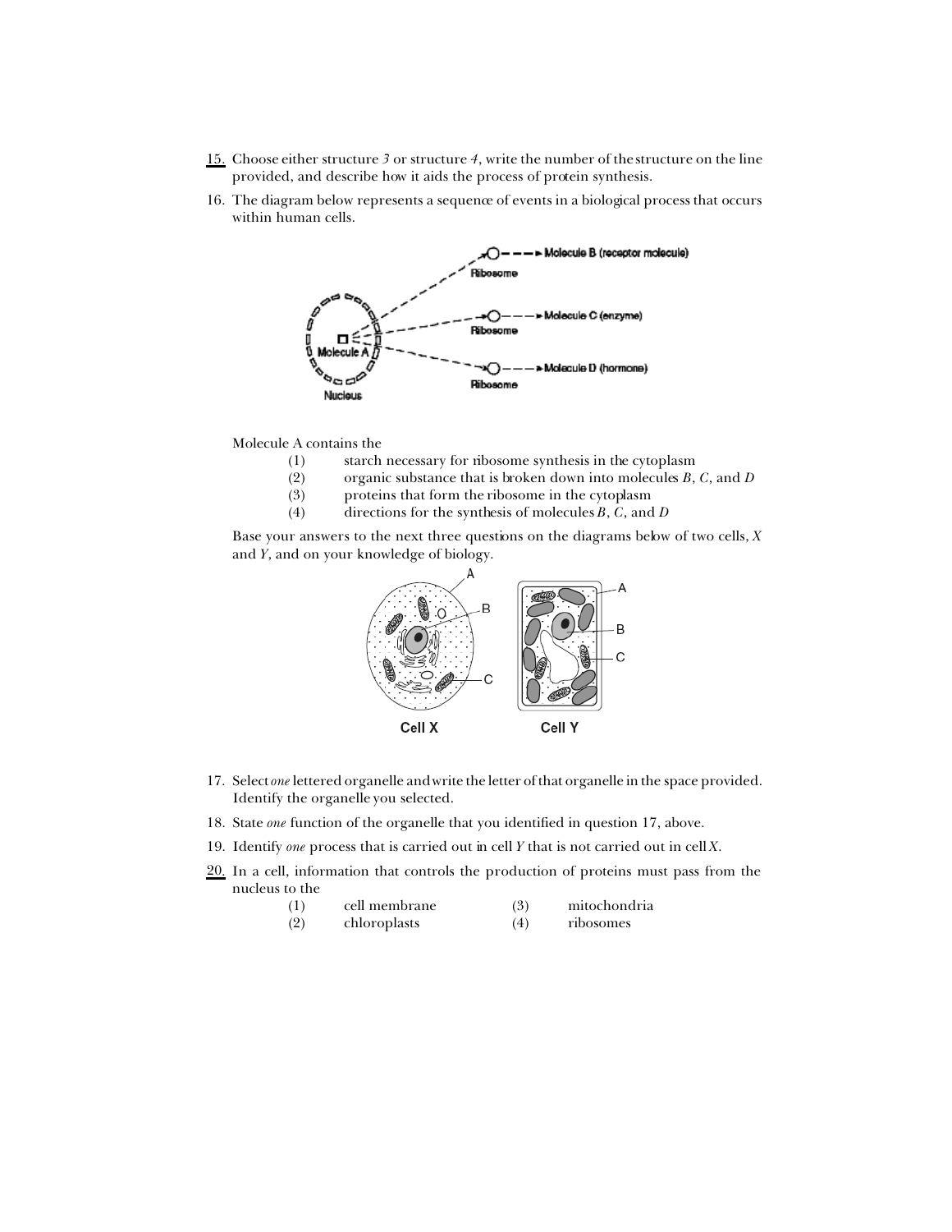15. Choose either structure *3* or structure *4*, write the number of the structure on the line provided, and describe how it aids the process of protein synthesis.

16. The diagram below represents a sequence of events in a biological process that occurs within human cells.

Molecule A contains the

(1) starch necessary for ribosome synthesis in the cytoplasm
(2) organic substance that is broken down into molecules *B*, *C*, and *D*
(3) proteins that form the ribosome in the cytoplasm
(4) directions for the synthesis of molecules *B*, *C*, and *D*

Base your answers to the next three questions on the diagrams below of two cells, *X* and *Y*, and on your knowledge of biology.

17. Select *one* lettered organelle and write the letter of that organelle in the space provided. Identify the organelle you selected.

18. State *one* function of the organelle that you identified in question 17, above.

19. Identify *one* process that is carried out in cell *Y* that is not carried out in cell *X*.

20. In a cell, information that controls the production of proteins must pass from the nucleus to the

| (1) | cell membrane | (3) | mitochondria |
|---|---|---|---|
| (2) | chloroplasts | (4) | ribosomes |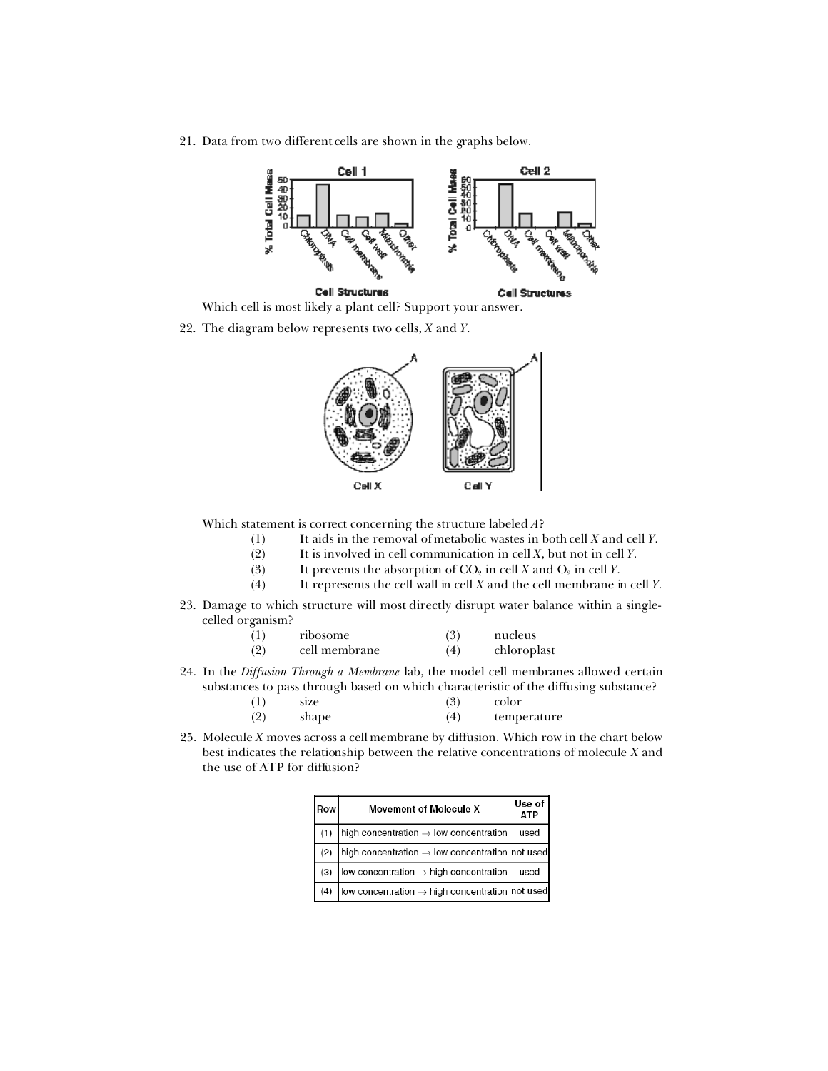21. Data from two different cells are shown in the graphs below.

Cell 1

% Total Cell Mass

50
40
30
20
10
0

Chloroplasts
DNA
Cell membrane
Cell wall
Mitochondria
Other

Cell Structures

Cell 2

% Total Cell Mass

60
50
40
30
20
10
0

Chloroplasts
DNA
Cell membrane
Cell wall
Mitochondria
Other

Cell Structures

Which cell is most likely a plant cell? Support your answer.

22. The diagram below represents two cells, *X* and *Y*.

A

A

Cell X

Cell Y

Which statement is correct concerning the structure labeled *A*?

(1) It aids in the removal of metabolic wastes in both cell *X* and cell *Y*.
(2) It is involved in cell communication in cell *X*, but not in cell *Y*.
(3) It prevents the absorption of $CO_2$ in cell *X* and $O_2$ in cell *Y*.
(4) It represents the cell wall in cell *X* and the cell membrane in cell *Y*.

23. Damage to which structure will most directly disrupt water balance within a single-celled organism?

(1) ribosome
(2) cell membrane
(3) nucleus
(4) chloroplast

24. In the *Diffusion Through a Membrane* lab, the model cell membranes allowed certain substances to pass through based on which characteristic of the diffusing substance?

(1) size
(2) shape
(3) color
(4) temperature

25. Molecule *X* moves across a cell membrane by diffusion. Which row in the chart below best indicates the relationship between the relative concentrations of molecule *X* and the use of ATP for diffusion?

| Row | Movement of Molecule X | Use of ATP |
|---|---|---|
| (1) | high concentration → low concentration | used |
| (2) | high concentration → low concentration | not used |
| (3) | low concentration → high concentration | used |
| (4) | low concentration → high concentration | not used |